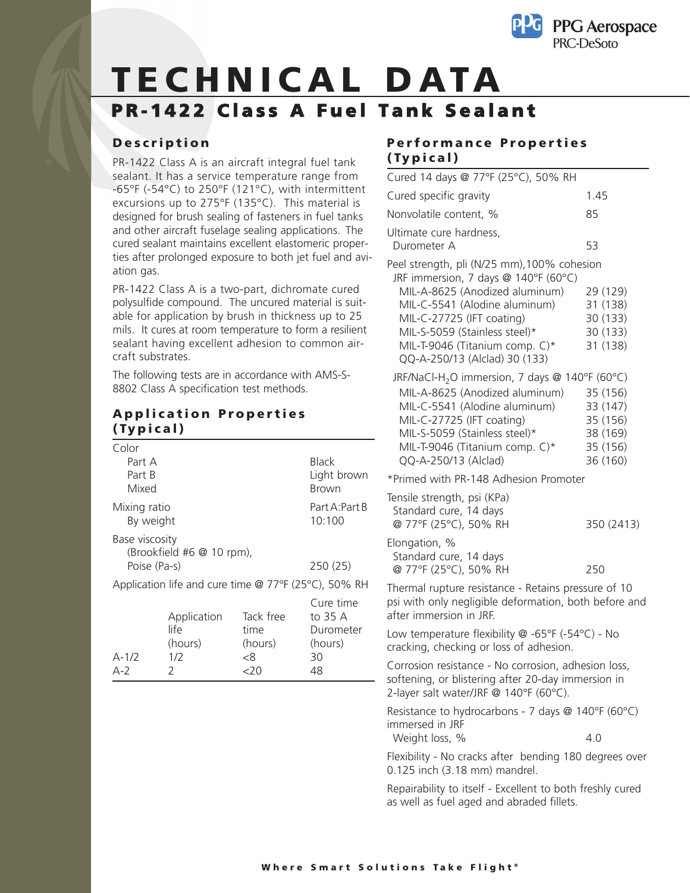# TECHNICAL DATA

## PR-1422 Class A Fuel Tank Sealant

### Description

PR-1422 Class A is an aircraft integral fuel tank sealant. It has a service temperature range from -65°F (-54°C) to 250°F (121°C), with intermittent excursions up to 275°F (135°C). This material is designed for brush sealing of fasteners in fuel tanks and other aircraft fuselage sealing applications. The cured sealant maintains excellent elastomeric properties after prolonged exposure to both jet fuel and aviation gas.

PR-1422 Class A is a two-part, dichromate cured polysulfide compound. The uncured material is suitable for application by brush in thickness up to 25 mils. It cures at room temperature to form a resilient sealant having excellent adhesion to common aircraft substrates.

The following tests are in accordance with AMS-S-8802 Class A specification test methods.

### Application Properties (Typical)

| Property | Value |
|---|---|
| Color | |
| Part A | Black |
| Part B | Light brown |
| Mixed | Brown |
| Mixing ratio | Part A:Part B |
| By weight | 10:100 |
| Base viscosity (Brookfield #6 @ 10 rpm), Poise (Pa-s) | 250 (25) |

Application life and cure time @ 77°F (25°C), 50% RH

| | Application life (hours) | Tack free time (hours) | Cure time to 35 A Durometer (hours) |
|---|---|---|---|
| A-1/2 | 1/2 | <8 | 30 |
| A-2 | 2 | <20 | 48 |

### Performance Properties (Typical)

Cured 14 days @ 77°F (25°C), 50% RH

| Property | Value |
|---|---|
| Cured specific gravity | 1.45 |
| Nonvolatile content, % | 85 |
| Ultimate cure hardness, Durometer A | 53 |
| Peel strength, pli (N/25 mm), 100% cohesion | |
| JRF immersion, 7 days @ 140°F (60°C) | |
| MIL-A-8625 (Anodized aluminum) | 29 (129) |
| MIL-C-5541 (Alodine aluminum) | 31 (138) |
| MIL-C-27725 (IFT coating) | 30 (133) |
| MIL-S-5059 (Stainless steel)* | 30 (133) |
| MIL-T-9046 (Titanium comp. C)* | 31 (138) |
| QQ-A-250/13 (Alclad) | 30 (133) |
| JRF/NaCl-$H_2O$ immersion, 7 days @ 140°F (60°C) | |
| MIL-A-8625 (Anodized aluminum) | 35 (156) |
| MIL-C-5541 (Alodine aluminum) | 33 (147) |
| MIL-C-27725 (IFT coating) | 35 (156) |
| MIL-S-5059 (Stainless steel)* | 38 (169) |
| MIL-T-9046 (Titanium comp. C)* | 35 (156) |
| QQ-A-250/13 (Alclad) | 36 (160) |

*Primed with PR-148 Adhesion Promoter

| Property | Value |
|---|---|
| Tensile strength, psi (KPa) Standard cure, 14 days @ 77°F (25°C), 50% RH | 350 (2413) |
| Elongation, % Standard cure, 14 days @ 77°F (25°C), 50% RH | 250 |

Thermal rupture resistance - Retains pressure of 10 psi with only negligible deformation, both before and after immersion in JRF.

Low temperature flexibility @ -65°F (-54°C) - No cracking, checking or loss of adhesion.

Corrosion resistance - No corrosion, adhesion loss, softening, or blistering after 20-day immersion in 2-layer salt water/JRF @ 140°F (60°C).

Resistance to hydrocarbons - 7 days @ 140°F (60°C) immersed in JRF
Weight loss, % 4.0

Flexibility - No cracks after bending 180 degrees over 0.125 inch (3.18 mm) mandrel.

Repairability to itself - Excellent to both freshly cured as well as fuel aged and abraded fillets.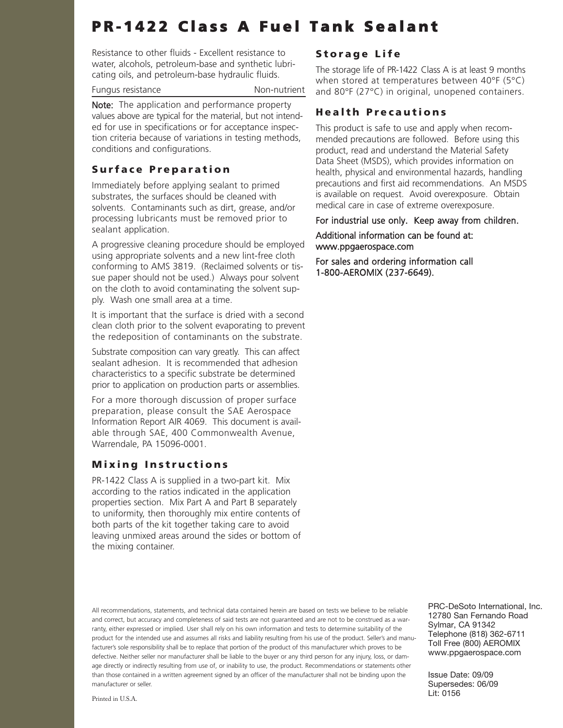# PR-1422 Class A Fuel Tank Sealant

Resistance to other fluids - Excellent resistance to water, alcohols, petroleum-base and synthetic lubricating oils, and petroleum-base hydraulic fluids.

| | |
|---|---|
| Fungus resistance | Non-nutrient |

**Note:** The application and performance property values above are typical for the material, but not intended for use in specifications or for acceptance inspection criteria because of variations in testing methods, conditions and configurations.

## Surface Preparation

Immediately before applying sealant to primed substrates, the surfaces should be cleaned with solvents. Contaminants such as dirt, grease, and/or processing lubricants must be removed prior to sealant application.

A progressive cleaning procedure should be employed using appropriate solvents and a new lint-free cloth conforming to AMS 3819. (Reclaimed solvents or tissue paper should not be used.) Always pour solvent on the cloth to avoid contaminating the solvent supply. Wash one small area at a time.

It is important that the surface is dried with a second clean cloth prior to the solvent evaporating to prevent the redeposition of contaminants on the substrate.

Substrate composition can vary greatly. This can affect sealant adhesion. It is recommended that adhesion characteristics to a specific substrate be determined prior to application on production parts or assemblies.

For a more thorough discussion of proper surface preparation, please consult the SAE Aerospace Information Report AIR 4069. This document is available through SAE, 400 Commonwealth Avenue, Warrendale, PA 15096-0001.

## Mixing Instructions

PR-1422 Class A is supplied in a two-part kit. Mix according to the ratios indicated in the application properties section. Mix Part A and Part B separately to uniformity, then thoroughly mix entire contents of both parts of the kit together taking care to avoid leaving unmixed areas around the sides or bottom of the mixing container.

## Storage Life

The storage life of PR-1422 Class A is at least 9 months when stored at temperatures between 40°F (5°C) and 80°F (27°C) in original, unopened containers.

## Health Precautions

This product is safe to use and apply when recommended precautions are followed. Before using this product, read and understand the Material Safety Data Sheet (MSDS), which provides information on health, physical and environmental hazards, handling precautions and first aid recommendations. An MSDS is available on request. Avoid overexposure. Obtain medical care in case of extreme overexposure.

For industrial use only. Keep away from children.

Additional information can be found at:
www.ppgaerospace.com

For sales and ordering information call
1-800-AEROMIX (237-6649).

All recommendations, statements, and technical data contained herein are based on tests we believe to be reliable and correct, but accuracy and completeness of said tests are not guaranteed and are not to be construed as a warranty, either expressed or implied. User shall rely on his own information and tests to determine suitability of the product for the intended use and assumes all risks and liability resulting from his use of the product. Seller's and manufacturer's sole responsibility shall be to replace that portion of the product of this manufacturer which proves to be defective. Neither seller nor manufacturer shall be liable to the buyer or any third person for any injury, loss, or damage directly or indirectly resulting from use of, or inability to use, the product. Recommendations or statements other than those contained in a written agreement signed by an officer of the manufacturer shall not be binding upon the manufacturer or seller.

Printed in U.S.A.

PRC-DeSoto International, Inc.
12780 San Fernando Road
Sylmar, CA 91342
Telephone (818) 362-6711
Toll Free (800) AEROMIX
www.ppgaerospace.com

Issue Date: 09/09
Supersedes: 06/09
Lit: 0156